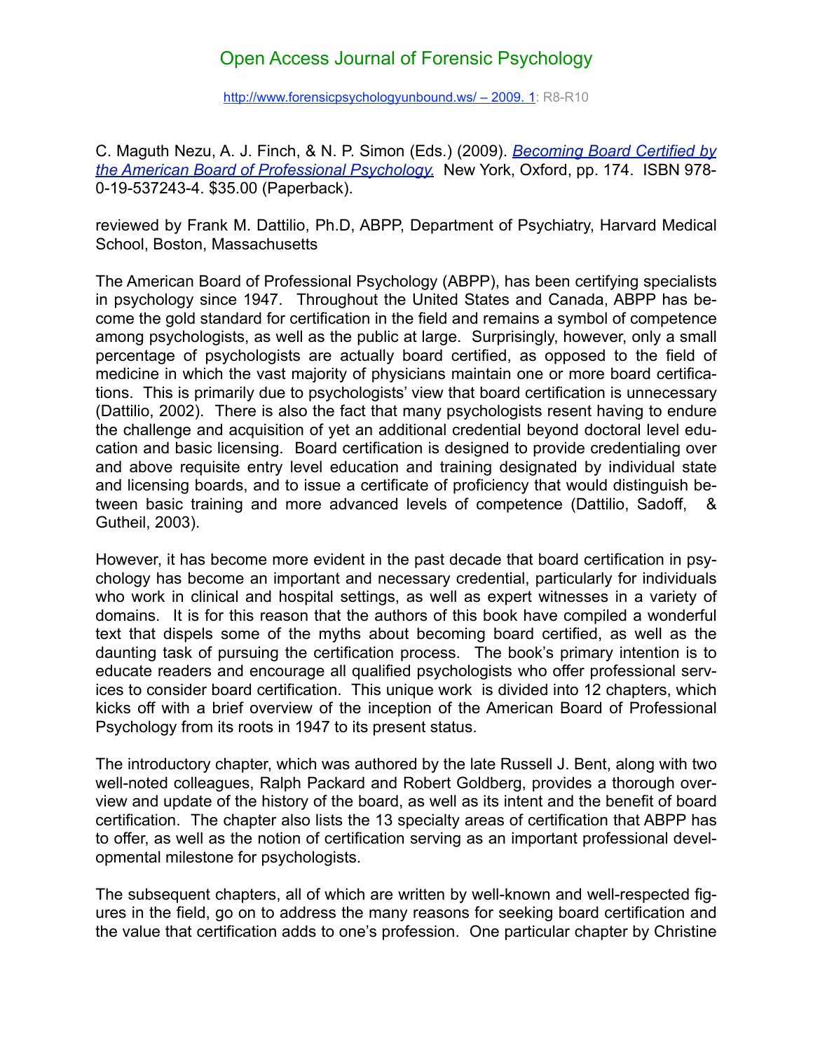C. Maguth Nezu, A. J. Finch, & N. P. Simon (Eds.) (2009). *Becoming Board Certified by the American Board of Professional Psychology.* New York, Oxford, pp. 174. ISBN 978-0-19-537243-4. $35.00 (Paperback).

reviewed by Frank M. Dattilio, Ph.D, ABPP, Department of Psychiatry, Harvard Medical School, Boston, Massachusetts

The American Board of Professional Psychology (ABPP), has been certifying specialists in psychology since 1947. Throughout the United States and Canada, ABPP has become the gold standard for certification in the field and remains a symbol of competence among psychologists, as well as the public at large. Surprisingly, however, only a small percentage of psychologists are actually board certified, as opposed to the field of medicine in which the vast majority of physicians maintain one or more board certifications. This is primarily due to psychologists' view that board certification is unnecessary (Dattilio, 2002). There is also the fact that many psychologists resent having to endure the challenge and acquisition of yet an additional credential beyond doctoral level education and basic licensing. Board certification is designed to provide credentialing over and above requisite entry level education and training designated by individual state and licensing boards, and to issue a certificate of proficiency that would distinguish between basic training and more advanced levels of competence (Dattilio, Sadoff, & Gutheil, 2003).

However, it has become more evident in the past decade that board certification in psychology has become an important and necessary credential, particularly for individuals who work in clinical and hospital settings, as well as expert witnesses in a variety of domains. It is for this reason that the authors of this book have compiled a wonderful text that dispels some of the myths about becoming board certified, as well as the daunting task of pursuing the certification process. The book's primary intention is to educate readers and encourage all qualified psychologists who offer professional services to consider board certification. This unique work is divided into 12 chapters, which kicks off with a brief overview of the inception of the American Board of Professional Psychology from its roots in 1947 to its present status.

The introductory chapter, which was authored by the late Russell J. Bent, along with two well-noted colleagues, Ralph Packard and Robert Goldberg, provides a thorough overview and update of the history of the board, as well as its intent and the benefit of board certification. The chapter also lists the 13 specialty areas of certification that ABPP has to offer, as well as the notion of certification serving as an important professional developmental milestone for psychologists.

The subsequent chapters, all of which are written by well-known and well-respected figures in the field, go on to address the many reasons for seeking board certification and the value that certification adds to one's profession. One particular chapter by Christine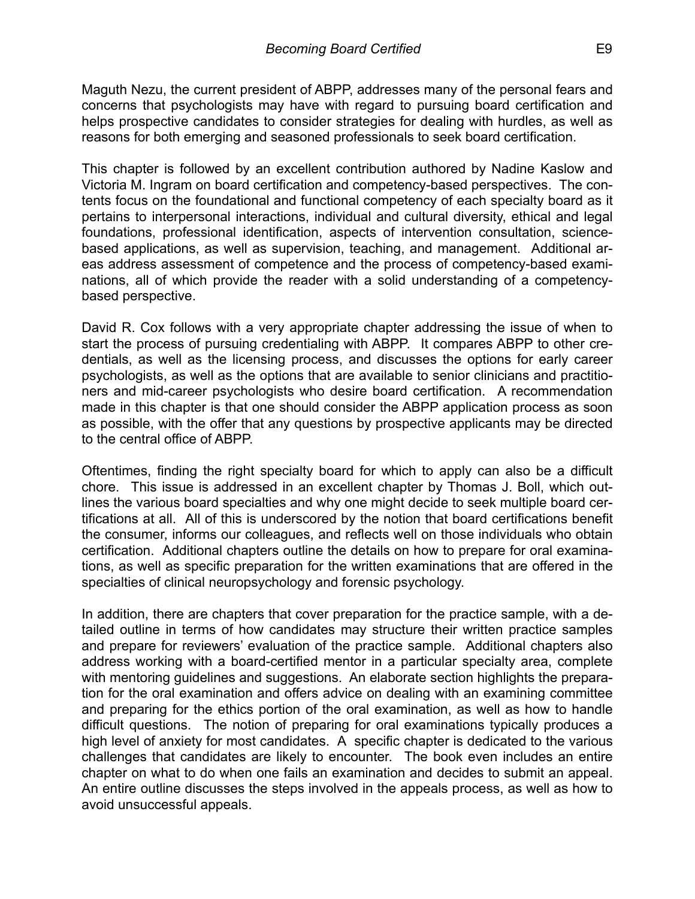Maguth Nezu, the current president of ABPP, addresses many of the personal fears and concerns that psychologists may have with regard to pursuing board certification and helps prospective candidates to consider strategies for dealing with hurdles, as well as reasons for both emerging and seasoned professionals to seek board certification.

This chapter is followed by an excellent contribution authored by Nadine Kaslow and Victoria M. Ingram on board certification and competency-based perspectives. The contents focus on the foundational and functional competency of each specialty board as it pertains to interpersonal interactions, individual and cultural diversity, ethical and legal foundations, professional identification, aspects of intervention consultation, science-based applications, as well as supervision, teaching, and management. Additional areas address assessment of competence and the process of competency-based examinations, all of which provide the reader with a solid understanding of a competency-based perspective.

David R. Cox follows with a very appropriate chapter addressing the issue of when to start the process of pursuing credentialing with ABPP. It compares ABPP to other credentials, as well as the licensing process, and discusses the options for early career psychologists, as well as the options that are available to senior clinicians and practitioners and mid-career psychologists who desire board certification. A recommendation made in this chapter is that one should consider the ABPP application process as soon as possible, with the offer that any questions by prospective applicants may be directed to the central office of ABPP.

Oftentimes, finding the right specialty board for which to apply can also be a difficult chore. This issue is addressed in an excellent chapter by Thomas J. Boll, which outlines the various board specialties and why one might decide to seek multiple board certifications at all. All of this is underscored by the notion that board certifications benefit the consumer, informs our colleagues, and reflects well on those individuals who obtain certification. Additional chapters outline the details on how to prepare for oral examinations, as well as specific preparation for the written examinations that are offered in the specialties of clinical neuropsychology and forensic psychology.

In addition, there are chapters that cover preparation for the practice sample, with a detailed outline in terms of how candidates may structure their written practice samples and prepare for reviewers' evaluation of the practice sample. Additional chapters also address working with a board-certified mentor in a particular specialty area, complete with mentoring guidelines and suggestions. An elaborate section highlights the preparation for the oral examination and offers advice on dealing with an examining committee and preparing for the ethics portion of the oral examination, as well as how to handle difficult questions. The notion of preparing for oral examinations typically produces a high level of anxiety for most candidates. A specific chapter is dedicated to the various challenges that candidates are likely to encounter. The book even includes an entire chapter on what to do when one fails an examination and decides to submit an appeal. An entire outline discusses the steps involved in the appeals process, as well as how to avoid unsuccessful appeals.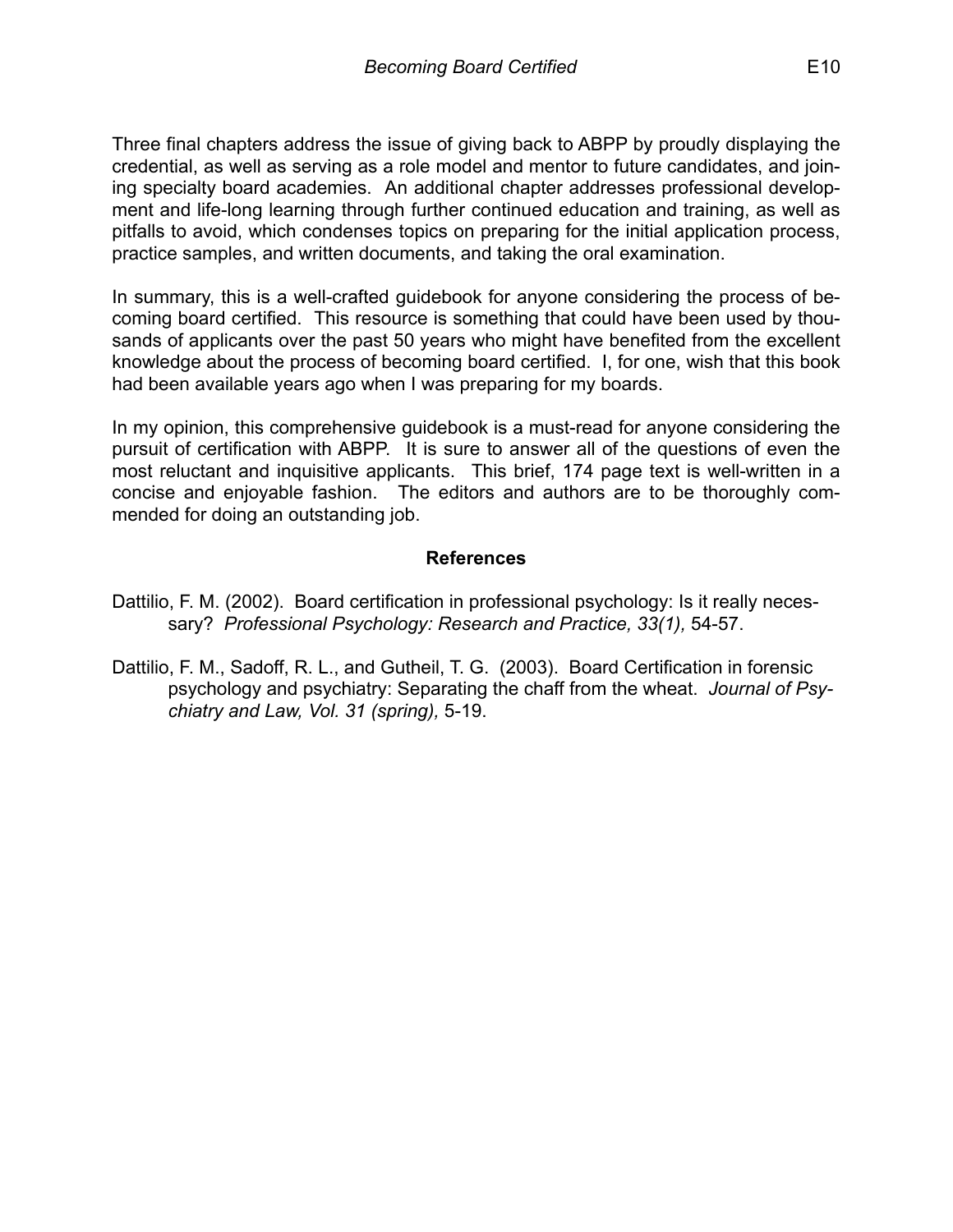Three final chapters address the issue of giving back to ABPP by proudly displaying the credential, as well as serving as a role model and mentor to future candidates, and joining specialty board academies. An additional chapter addresses professional development and life-long learning through further continued education and training, as well as pitfalls to avoid, which condenses topics on preparing for the initial application process, practice samples, and written documents, and taking the oral examination.

In summary, this is a well-crafted guidebook for anyone considering the process of becoming board certified. This resource is something that could have been used by thousands of applicants over the past 50 years who might have benefited from the excellent knowledge about the process of becoming board certified. I, for one, wish that this book had been available years ago when I was preparing for my boards.

In my opinion, this comprehensive guidebook is a must-read for anyone considering the pursuit of certification with ABPP. It is sure to answer all of the questions of even the most reluctant and inquisitive applicants. This brief, 174 page text is well-written in a concise and enjoyable fashion. The editors and authors are to be thoroughly commended for doing an outstanding job.

## References

Dattilio, F. M. (2002). Board certification in professional psychology: Is it really necessary? *Professional Psychology: Research and Practice, 33(1),* 54-57.

Dattilio, F. M., Sadoff, R. L., and Gutheil, T. G. (2003). Board Certification in forensic psychology and psychiatry: Separating the chaff from the wheat. *Journal of Psychiatry and Law, Vol. 31 (spring),* 5-19.